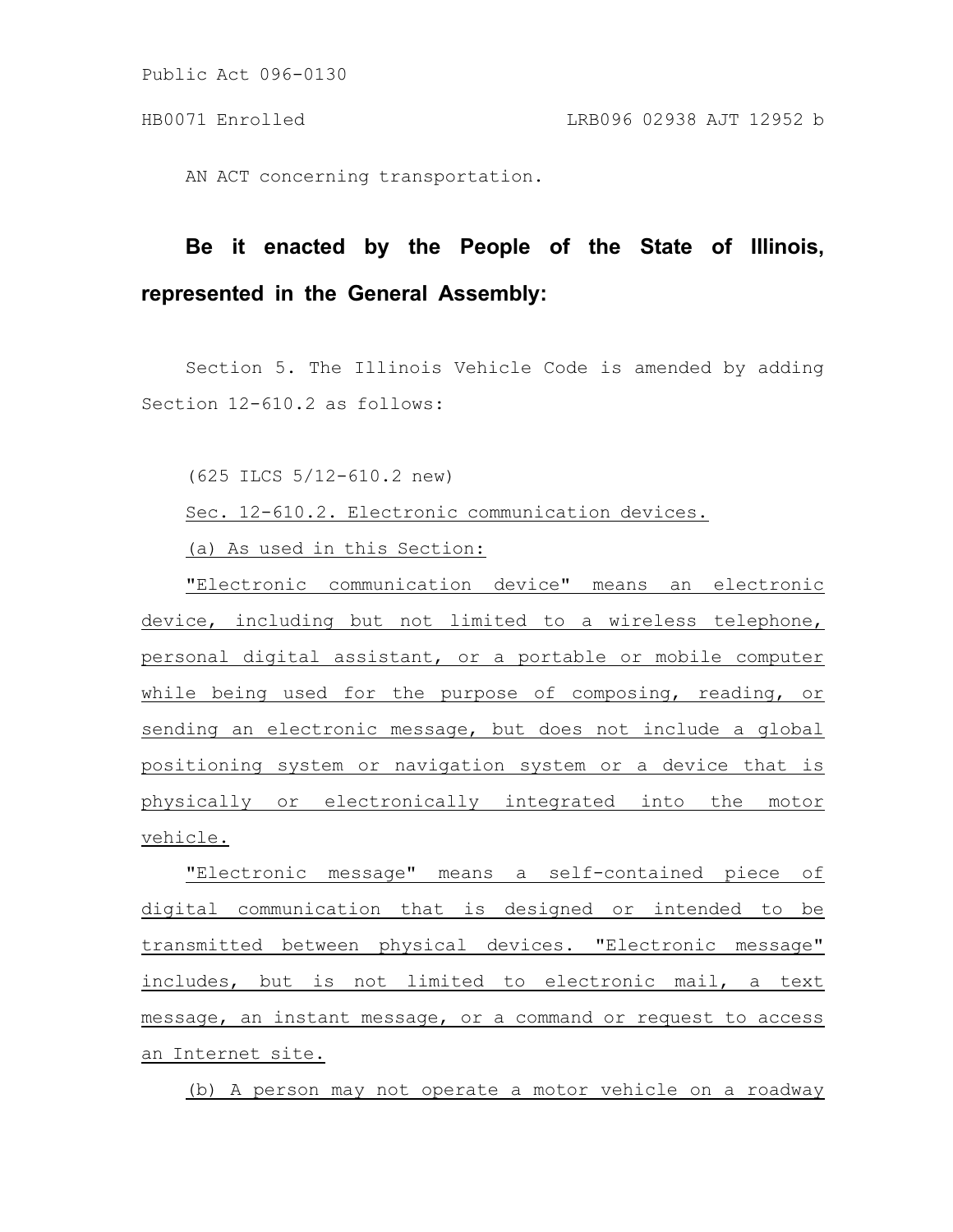Public Act 096-0130

HB0071 Enrolled LRB096 02938 AJT 12952 b

AN ACT concerning transportation.

**Be it enacted by the People of the State of Illinois, represented in the General Assembly:**

Section 5. The Illinois Vehicle Code is amended by adding Section 12-610.2 as follows:

(625 ILCS 5/12-610.2 new)

Sec. 12-610.2. Electronic communication devices.

(a) As used in this Section:

"Electronic communication device" means an electronic device, including but not limited to a wireless telephone, personal digital assistant, or a portable or mobile computer while being used for the purpose of composing, reading, or sending an electronic message, but does not include a global positioning system or navigation system or a device that is physically or electronically integrated into the motor vehicle.

"Electronic message" means a self-contained piece of digital communication that is designed or intended to be transmitted between physical devices. "Electronic message" includes, but is not limited to electronic mail, a text message, an instant message, or a command or request to access an Internet site.

(b) A person may not operate a motor vehicle on a roadway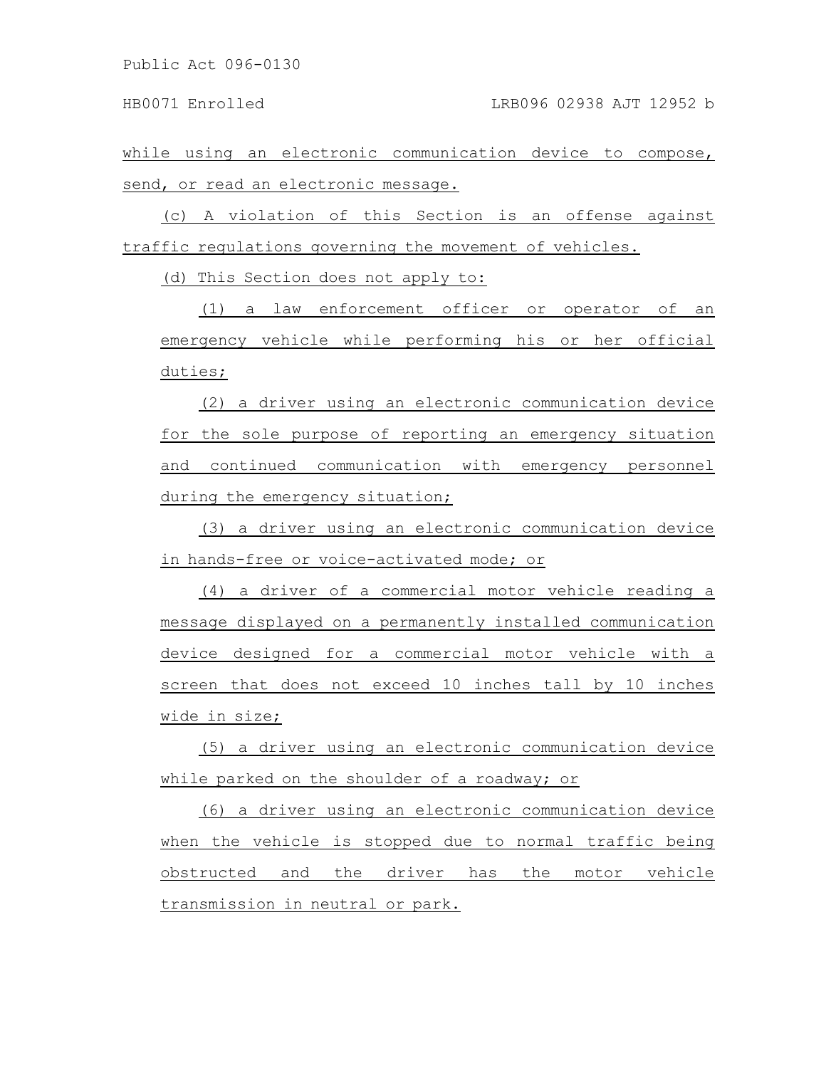while using an electronic communication device to compose, send, or read an electronic message.

(c) A violation of this Section is an offense against traffic regulations governing the movement of vehicles.

(d) This Section does not apply to:

(1) a law enforcement officer or operator of an emergency vehicle while performing his or her official duties;

(2) a driver using an electronic communication device for the sole purpose of reporting an emergency situation and continued communication with emergency personnel during the emergency situation;

(3) a driver using an electronic communication device in hands-free or voice-activated mode; or

(4) a driver of a commercial motor vehicle reading a message displayed on a permanently installed communication device designed for a commercial motor vehicle with a screen that does not exceed 10 inches tall by 10 inches wide in size;

(5) a driver using an electronic communication device while parked on the shoulder of a roadway; or

(6) a driver using an electronic communication device when the vehicle is stopped due to normal traffic being obstructed and the driver has the motor vehicle transmission in neutral or park.